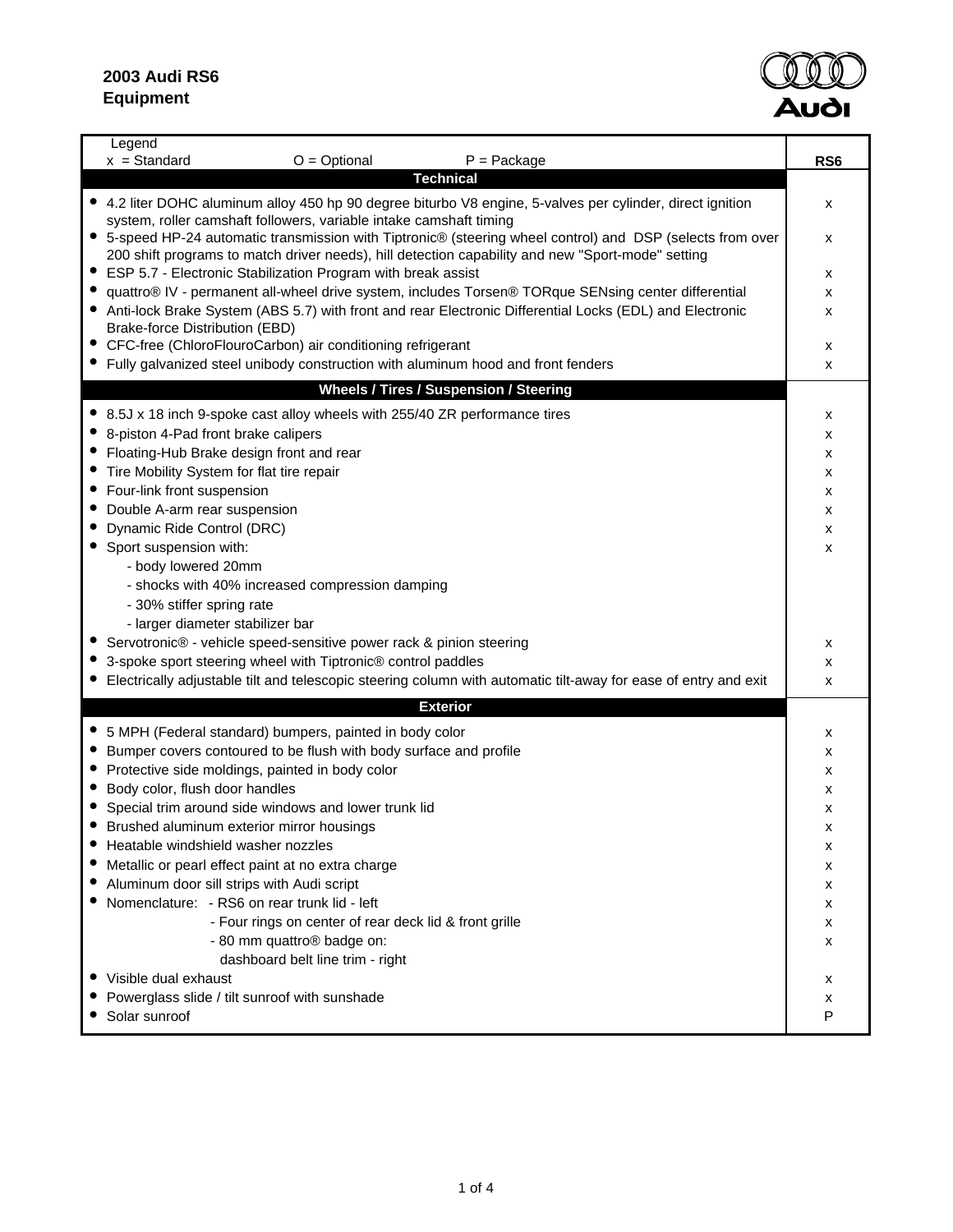**2003 Audi RS6**
**Equipment**

| Legend x = Standard O = Optional P = Package | RS6 |
|---|---|
| **Technical** | |
| • 4.2 liter DOHC aluminum alloy 450 hp 90 degree biturbo V8 engine, 5-valves per cylinder, direct ignition system, roller camshaft followers, variable intake camshaft timing | x |
| • 5-speed HP-24 automatic transmission with Tiptronic® (steering wheel control) and DSP (selects from over 200 shift programs to match driver needs), hill detection capability and new "Sport-mode" setting | x |
| • ESP 5.7 - Electronic Stabilization Program with break assist | x |
| • quattro® IV - permanent all-wheel drive system, includes Torsen® TORque SENsing center differential | x |
| • Anti-lock Brake System (ABS 5.7) with front and rear Electronic Differential Locks (EDL) and Electronic Brake-force Distribution (EBD) | x |
| • CFC-free (ChloroFlouroCarbon) air conditioning refrigerant | x |
| • Fully galvanized steel unibody construction with aluminum hood and front fenders | x |
| **Wheels / Tires / Suspension / Steering** | |
| • 8.5J x 18 inch 9-spoke cast alloy wheels with 255/40 ZR performance tires | x |
| • 8-piston 4-Pad front brake calipers | x |
| • Floating-Hub Brake design front and rear | x |
| • Tire Mobility System for flat tire repair | x |
| • Four-link front suspension | x |
| • Double A-arm rear suspension | x |
| • Dynamic Ride Control (DRC) | x |
| • Sport suspension with: | x |
| - body lowered 20mm | |
| - shocks with 40% increased compression damping | |
| - 30% stiffer spring rate | |
| - larger diameter stabilizer bar | |
| • Servotronic® - vehicle speed-sensitive power rack & pinion steering | x |
| • 3-spoke sport steering wheel with Tiptronic® control paddles | x |
| • Electrically adjustable tilt and telescopic steering column with automatic tilt-away for ease of entry and exit | x |
| **Exterior** | |
| • 5 MPH (Federal standard) bumpers, painted in body color | x |
| • Bumper covers contoured to be flush with body surface and profile | x |
| • Protective side moldings, painted in body color | x |
| • Body color, flush door handles | x |
| • Special trim around side windows and lower trunk lid | x |
| • Brushed aluminum exterior mirror housings | x |
| • Heatable windshield washer nozzles | x |
| • Metallic or pearl effect paint at no extra charge | x |
| • Aluminum door sill strips with Audi script | x |
| • Nomenclature: - RS6 on rear trunk lid - left | x |
| - Four rings on center of rear deck lid & front grille | x |
| - 80 mm quattro® badge on: dashboard belt line trim - right | x |
| • Visible dual exhaust | x |
| • Powerglass slide / tilt sunroof with sunshade | x |
| • Solar sunroof | P |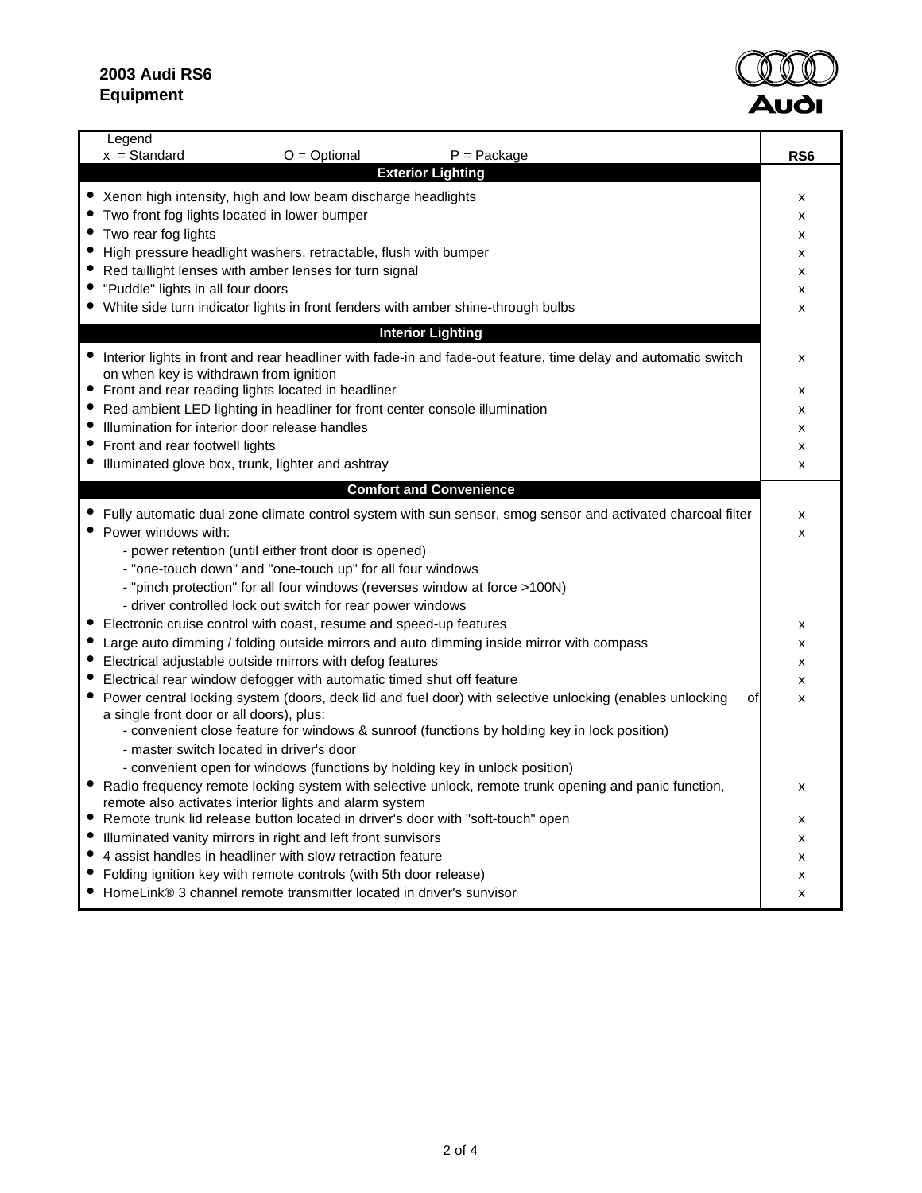**2003 Audi RS6**
**Equipment**

| Legend x = Standard O = Optional P = Package | RS6 |
|---|---|
| **Exterior Lighting** | |
| • Xenon high intensity, high and low beam discharge headlights | x |
| • Two front fog lights located in lower bumper | x |
| • Two rear fog lights | x |
| • High pressure headlight washers, retractable, flush with bumper | x |
| • Red taillight lenses with amber lenses for turn signal | x |
| • "Puddle" lights in all four doors | x |
| • White side turn indicator lights in front fenders with amber shine-through bulbs | x |
| **Interior Lighting** | |
| • Interior lights in front and rear headliner with fade-in and fade-out feature, time delay and automatic switch on when key is withdrawn from ignition | x |
| • Front and rear reading lights located in headliner | x |
| • Red ambient LED lighting in headliner for front center console illumination | x |
| • Illumination for interior door release handles | x |
| • Front and rear footwell lights | x |
| • Illuminated glove box, trunk, lighter and ashtray | x |
| **Comfort and Convenience** | |
| • Fully automatic dual zone climate control system with sun sensor, smog sensor and activated charcoal filter | x |
| • Power windows with: | x |
| - power retention (until either front door is opened) | |
| - "one-touch down" and "one-touch up" for all four windows | |
| - "pinch protection" for all four windows (reverses window at force >100N) | |
| - driver controlled lock out switch for rear power windows | |
| • Electronic cruise control with coast, resume and speed-up features | x |
| • Large auto dimming / folding outside mirrors and auto dimming inside mirror with compass | x |
| • Electrical adjustable outside mirrors with defog features | x |
| • Electrical rear window defogger with automatic timed shut off feature | x |
| • Power central locking system (doors, deck lid and fuel door) with selective unlocking (enables unlocking of a single front door or all doors), plus: | x |
| - convenient close feature for windows & sunroof (functions by holding key in lock position) | |
| - master switch located in driver's door | |
| - convenient open for windows (functions by holding key in unlock position) | |
| • Radio frequency remote locking system with selective unlock, remote trunk opening and panic function, remote also activates interior lights and alarm system | x |
| • Remote trunk lid release button located in driver's door with "soft-touch" open | x |
| • Illuminated vanity mirrors in right and left front sunvisors | x |
| • 4 assist handles in headliner with slow retraction feature | x |
| • Folding ignition key with remote controls (with 5th door release) | x |
| • HomeLink® 3 channel remote transmitter located in driver's sunvisor | x |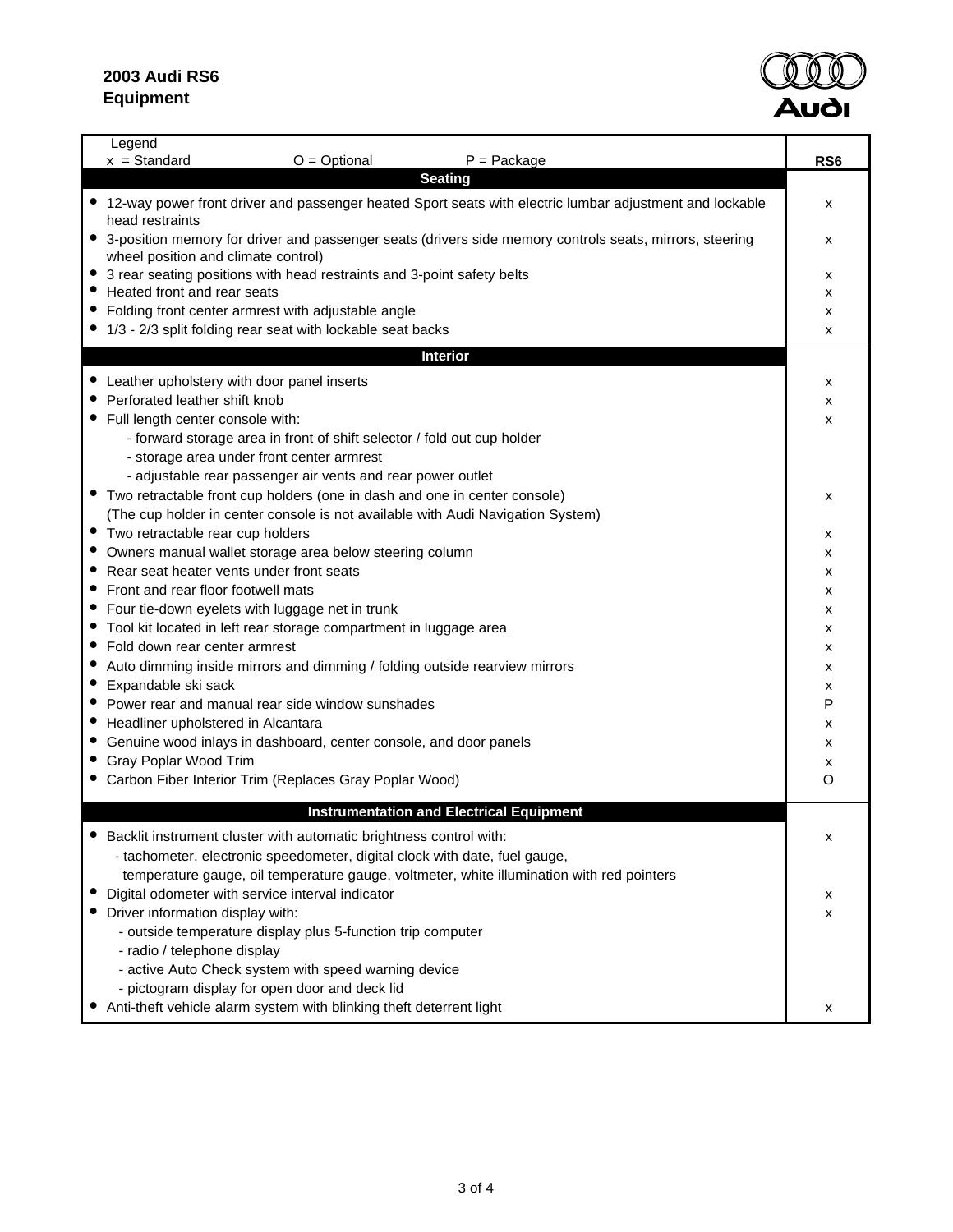**2003 Audi RS6**
**Equipment**

| Legend x = Standard O = Optional P = Package | RS6 |
|---|---|
| **Seating** | |
| • 12-way power front driver and passenger heated Sport seats with electric lumbar adjustment and lockable head restraints | x |
| • 3-position memory for driver and passenger seats (drivers side memory controls seats, mirrors, steering wheel position and climate control) | x |
| • 3 rear seating positions with head restraints and 3-point safety belts | x |
| • Heated front and rear seats | x |
| • Folding front center armrest with adjustable angle | x |
| • 1/3 - 2/3 split folding rear seat with lockable seat backs | x |
| **Interior** | |
| • Leather upholstery with door panel inserts | x |
| • Perforated leather shift knob | x |
| • Full length center console with: | x |
| - forward storage area in front of shift selector / fold out cup holder | |
| - storage area under front center armrest | |
| - adjustable rear passenger air vents and rear power outlet | |
| • Two retractable front cup holders (one in dash and one in center console) | x |
| (The cup holder in center console is not available with Audi Navigation System) | |
| • Two retractable rear cup holders | x |
| • Owners manual wallet storage area below steering column | x |
| • Rear seat heater vents under front seats | x |
| • Front and rear floor footwell mats | x |
| • Four tie-down eyelets with luggage net in trunk | x |
| • Tool kit located in left rear storage compartment in luggage area | x |
| • Fold down rear center armrest | x |
| • Auto dimming inside mirrors and dimming / folding outside rearview mirrors | x |
| • Expandable ski sack | x |
| • Power rear and manual rear side window sunshades | P |
| • Headliner upholstered in Alcantara | x |
| • Genuine wood inlays in dashboard, center console, and door panels | x |
| • Gray Poplar Wood Trim | x |
| • Carbon Fiber Interior Trim (Replaces Gray Poplar Wood) | O |
| **Instrumentation and Electrical Equipment** | |
| • Backlit instrument cluster with automatic brightness control with: | x |
| - tachometer, electronic speedometer, digital clock with date, fuel gauge, temperature gauge, oil temperature gauge, voltmeter, white illumination with red pointers | |
| • Digital odometer with service interval indicator | x |
| • Driver information display with: | x |
| - outside temperature display plus 5-function trip computer | |
| - radio / telephone display | |
| - active Auto Check system with speed warning device | |
| - pictogram display for open door and deck lid | |
| • Anti-theft vehicle alarm system with blinking theft deterrent light | x |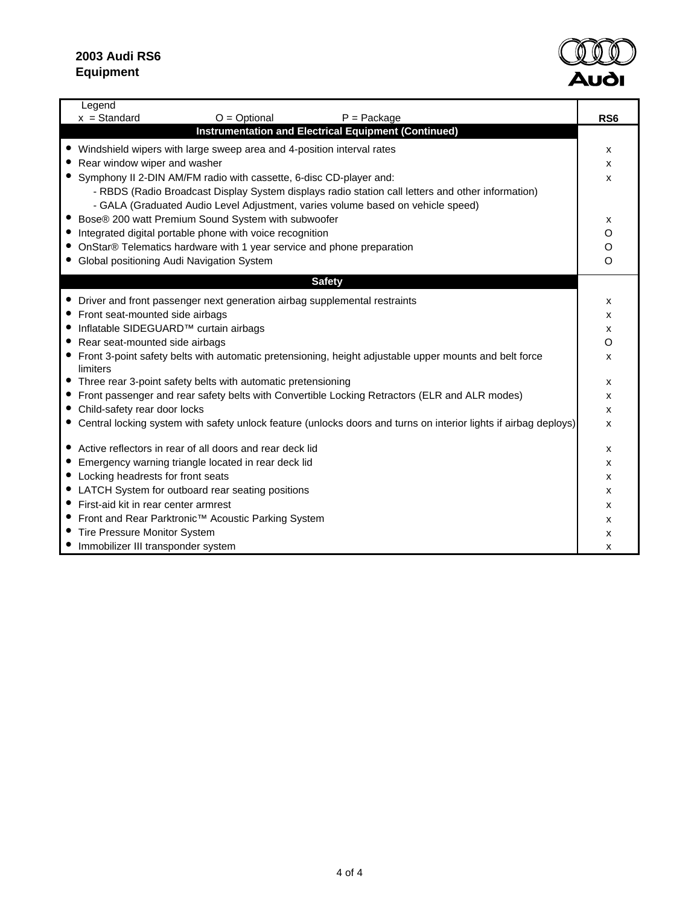**2003 Audi RS6**
**Equipment**

Legend
x = Standard    O = Optional    P = Package

| | RS6 |
|---|---|
| **Instrumentation and Electrical Equipment (Continued)** | |
| • Windshield wipers with large sweep area and 4-position interval rates | x |
| • Rear window wiper and washer | x |
| • Symphony II 2-DIN AM/FM radio with cassette, 6-disc CD-player and:<br>- RBDS (Radio Broadcast Display System displays radio station call letters and other information)<br>- GALA (Graduated Audio Level Adjustment, varies volume based on vehicle speed) | x |
| • Bose® 200 watt Premium Sound System with subwoofer | x |
| • Integrated digital portable phone with voice recognition | O |
| • OnStar® Telematics hardware with 1 year service and phone preparation | O |
| • Global positioning Audi Navigation System | O |
| **Safety** | |
| • Driver and front passenger next generation airbag supplemental restraints | x |
| • Front seat-mounted side airbags | x |
| • Inflatable SIDEGUARD™ curtain airbags | x |
| • Rear seat-mounted side airbags | O |
| • Front 3-point safety belts with automatic pretensioning, height adjustable upper mounts and belt force limiters | x |
| • Three rear 3-point safety belts with automatic pretensioning | x |
| • Front passenger and rear safety belts with Convertible Locking Retractors (ELR and ALR modes) | x |
| • Child-safety rear door locks | x |
| • Central locking system with safety unlock feature (unlocks doors and turns on interior lights if airbag deploys) | x |
| • Active reflectors in rear of all doors and rear deck lid | x |
| • Emergency warning triangle located in rear deck lid | x |
| • Locking headrests for front seats | x |
| • LATCH System for outboard rear seating positions | x |
| • First-aid kit in rear center armrest | x |
| • Front and Rear Parktronic™ Acoustic Parking System | x |
| • Tire Pressure Monitor System | x |
| • Immobilizer III transponder system | x |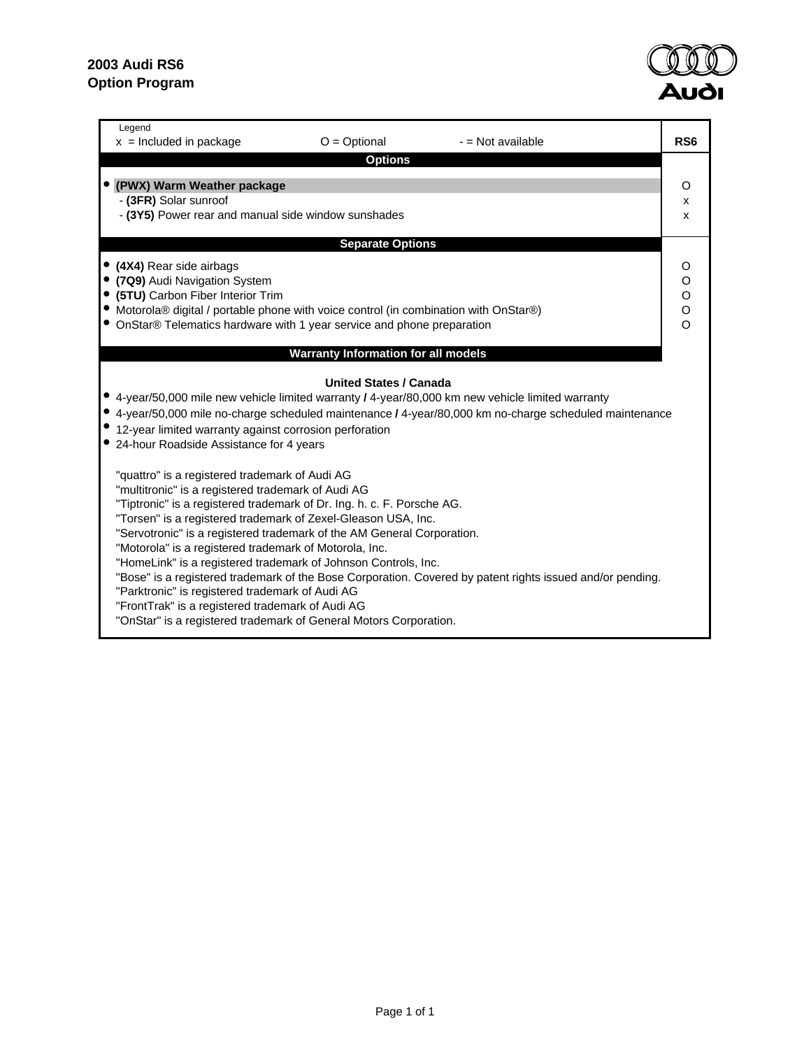**2003 Audi RS6**
**Option Program**

Legend
x = Included in package    O = Optional    - = Not available

| Options | RS6 |
|---|---|
| • **(PWX) Warm Weather package** | O |
| - **(3FR)** Solar sunroof | x |
| - **(3Y5)** Power rear and manual side window sunshades | x |
| **Separate Options** | |
| • **(4X4)** Rear side airbags | O |
| • **(7Q9)** Audi Navigation System | O |
| • **(5TU)** Carbon Fiber Interior Trim | O |
| • Motorola® digital / portable phone with voice control (in combination with OnStar®) | O |
| • OnStar® Telematics hardware with 1 year service and phone preparation | O |

**Warranty Information for all models**

**United States / Canada**

- 4-year/50,000 mile new vehicle limited warranty **/** 4-year/80,000 km new vehicle limited warranty
- 4-year/50,000 mile no-charge scheduled maintenance **/** 4-year/80,000 km no-charge scheduled maintenance
- 12-year limited warranty against corrosion perforation
- 24-hour Roadside Assistance for 4 years

"quattro" is a registered trademark of Audi AG
"multitronic" is a registered trademark of Audi AG
"Tiptronic" is a registered trademark of Dr. Ing. h. c. F. Porsche AG.
"Torsen" is a registered trademark of Zexel-Gleason USA, Inc.
"Servotronic" is a registered trademark of the AM General Corporation.
"Motorola" is a registered trademark of Motorola, Inc.
"HomeLink" is a registered trademark of Johnson Controls, Inc.
"Bose" is a registered trademark of the Bose Corporation. Covered by patent rights issued and/or pending.
"Parktronic" is registered trademark of Audi AG
"FrontTrak" is a registered trademark of Audi AG
"OnStar" is a registered trademark of General Motors Corporation.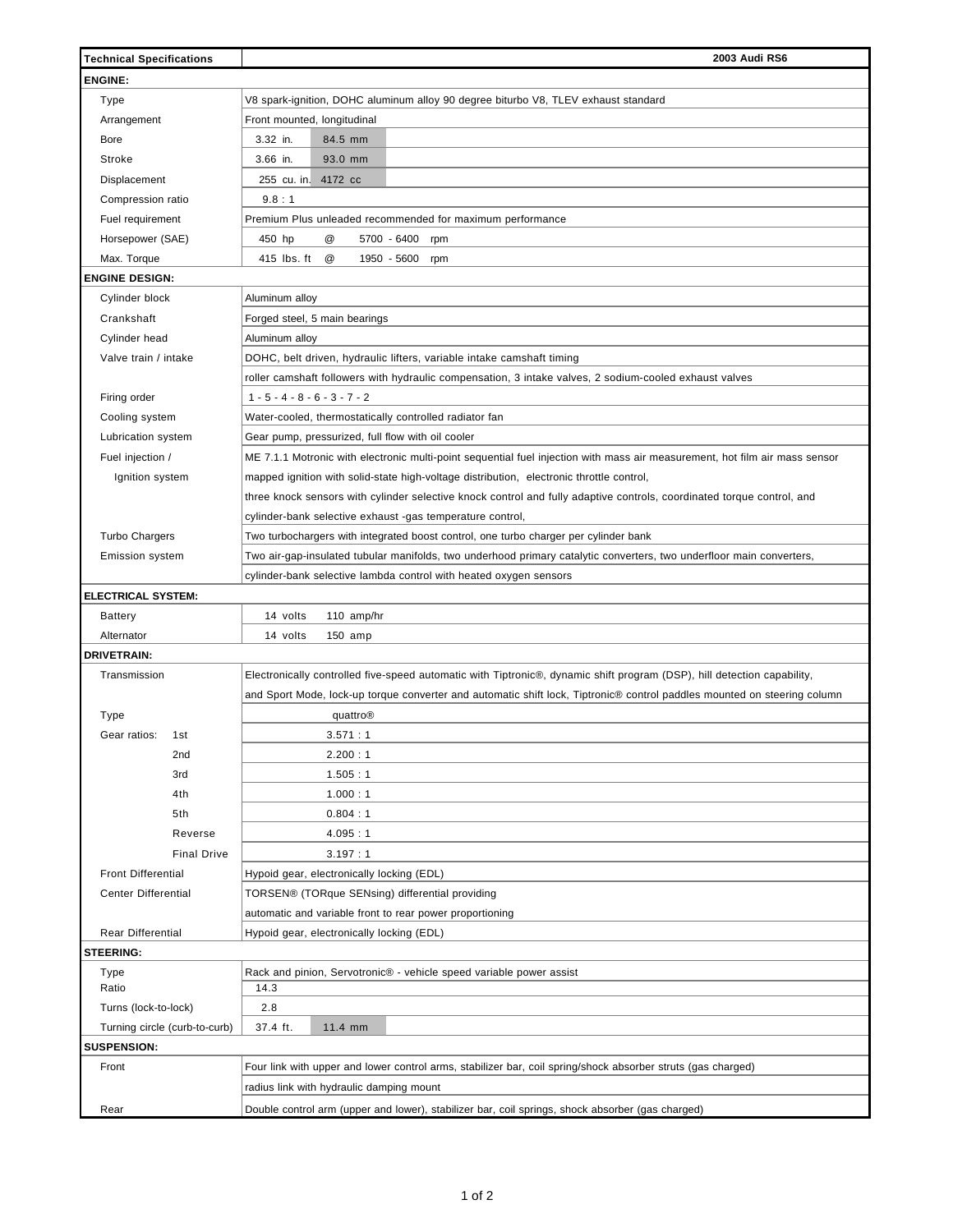| Technical Specifications | 2003 Audi RS6 | | |
|---|---|---|---|
| **ENGINE:** | | | |
| Type | V8 spark-ignition, DOHC aluminum alloy 90 degree biturbo V8, TLEV exhaust standard | | |
| Arrangement | Front mounted, longitudinal | | |
| Bore | 3.32 in. | 84.5 mm | |
| Stroke | 3.66 in. | 93.0 mm | |
| Displacement | 255 cu. in. | 4172 cc | |
| Compression ratio | 9.8 : 1 | | |
| Fuel requirement | Premium Plus unleaded recommended for maximum performance | | |
| Horsepower (SAE) | 450 hp | @ | 5700 - 6400 rpm |
| Max. Torque | 415 lbs. ft | @ | 1950 - 5600 rpm |
| **ENGINE DESIGN:** | | | |
| Cylinder block | Aluminum alloy | | |
| Crankshaft | Forged steel, 5 main bearings | | |
| Cylinder head | Aluminum alloy | | |
| Valve train / intake | DOHC, belt driven, hydraulic lifters, variable intake camshaft timing | | |
| | roller camshaft followers with hydraulic compensation, 3 intake valves, 2 sodium-cooled exhaust valves | | |
| Firing order | 1 - 5 - 4 - 8 - 6 - 3 - 7 - 2 | | |
| Cooling system | Water-cooled, thermostatically controlled radiator fan | | |
| Lubrication system | Gear pump, pressurized, full flow with oil cooler | | |
| Fuel injection / | ME 7.1.1 Motronic with electronic multi-point sequential fuel injection with mass air measurement, hot film air mass sensor | | |
| Ignition system | mapped ignition with solid-state high-voltage distribution, electronic throttle control, | | |
| | three knock sensors with cylinder selective knock control and fully adaptive controls, coordinated torque control, and | | |
| | cylinder-bank selective exhaust -gas temperature control, | | |
| Turbo Chargers | Two turbochargers with integrated boost control, one turbo charger per cylinder bank | | |
| Emission system | Two air-gap-insulated tubular manifolds, two underhood primary catalytic converters, two underfloor main converters, | | |
| | cylinder-bank selective lambda control with heated oxygen sensors | | |
| **ELECTRICAL SYSTEM:** | | | |
| Battery | 14 volts | 110 amp/hr | |
| Alternator | 14 volts | 150 amp | |
| **DRIVETRAIN:** | | | |
| Transmission | Electronically controlled five-speed automatic with Tiptronic®, dynamic shift program (DSP), hill detection capability, | | |
| | and Sport Mode, lock-up torque converter and automatic shift lock, Tiptronic® control paddles mounted on steering column | | |
| Type | quattro® | | |
| Gear ratios: 1st | 3.571 : 1 | | |
| 2nd | 2.200 : 1 | | |
| 3rd | 1.505 : 1 | | |
| 4th | 1.000 : 1 | | |
| 5th | 0.804 : 1 | | |
| Reverse | 4.095 : 1 | | |
| Final Drive | 3.197 : 1 | | |
| Front Differential | Hypoid gear, electronically locking (EDL) | | |
| Center Differential | TORSEN® (TORque SENsing) differential providing | | |
| | automatic and variable front to rear power proportioning | | |
| Rear Differential | Hypoid gear, electronically locking (EDL) | | |
| **STEERING:** | | | |
| Type | Rack and pinion, Servotronic® - vehicle speed variable power assist | | |
| Ratio | 14.3 | | |
| Turns (lock-to-lock) | 2.8 | | |
| Turning circle (curb-to-curb) | 37.4 ft. | 11.4 mm | |
| **SUSPENSION:** | | | |
| Front | Four link with upper and lower control arms, stabilizer bar, coil spring/shock absorber struts (gas charged) | | |
| | radius link with hydraulic damping mount | | |
| Rear | Double control arm (upper and lower), stabilizer bar, coil springs, shock absorber (gas charged) | | |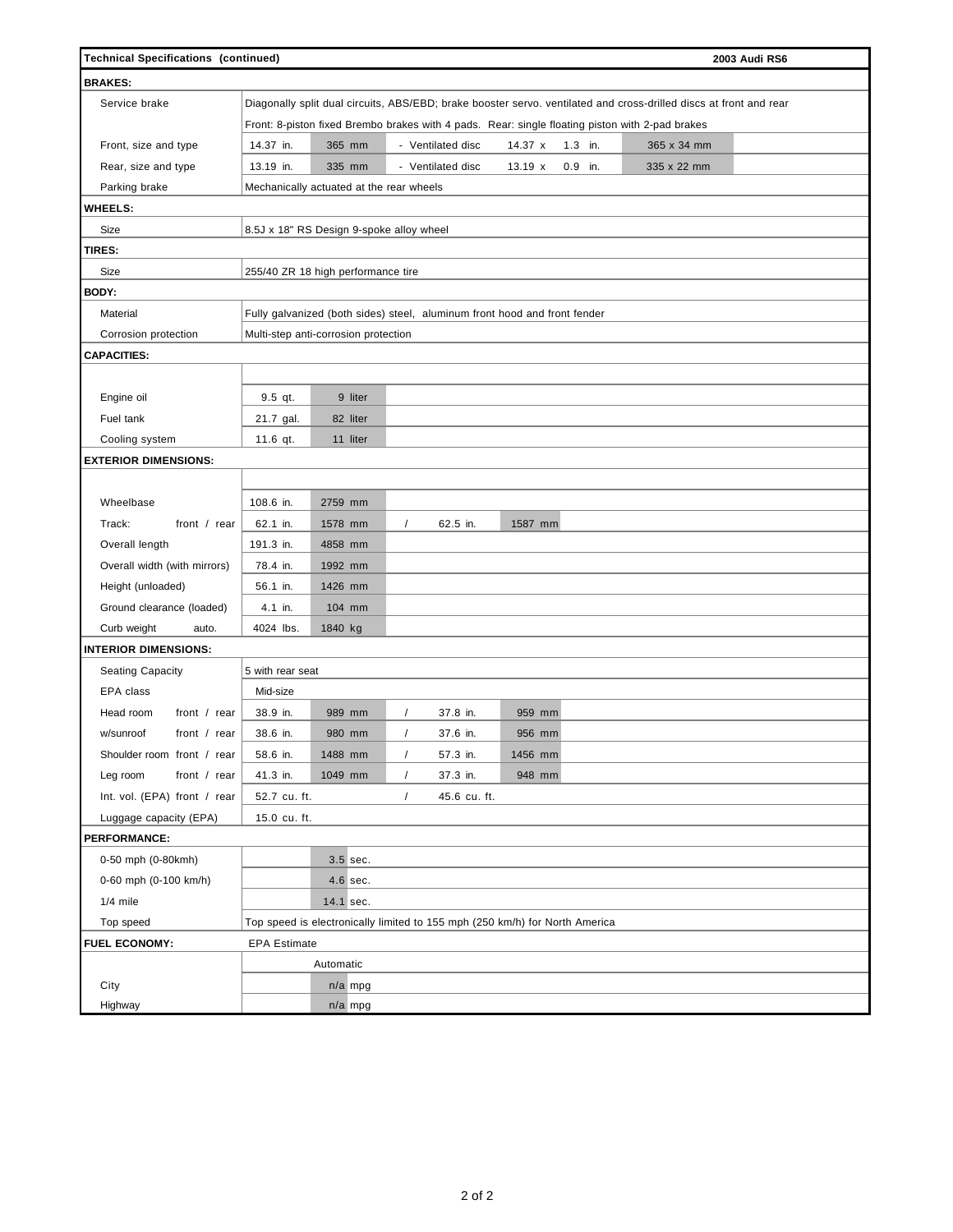| Technical Specifications (continued) | | | | | | | 2003 Audi RS6 |
|---|---|---|---|---|---|---|---|
| **BRAKES:** | | | | | | | |
| Service brake | Diagonally split dual circuits, ABS/EBD; brake booster servo. ventilated and cross-drilled discs at front and rear | | | | | | |
| | Front: 8-piston fixed Brembo brakes with 4 pads. Rear: single floating piston with 2-pad brakes | | | | | | |
| Front, size and type | 14.37 in. | 365 mm | - Ventilated disc | 14.37 x | 1.3 in. | 365 x 34 mm | |
| Rear, size and type | 13.19 in. | 335 mm | - Ventilated disc | 13.19 x | 0.9 in. | 335 x 22 mm | |
| Parking brake | Mechanically actuated at the rear wheels | | | | | | |
| **WHEELS:** | | | | | | | |
| Size | 8.5J x 18" RS Design 9-spoke alloy wheel | | | | | | |
| **TIRES:** | | | | | | | |
| Size | 255/40 ZR 18 high performance tire | | | | | | |
| **BODY:** | | | | | | | |
| Material | Fully galvanized (both sides) steel, aluminum front hood and front fender | | | | | | |
| Corrosion protection | Multi-step anti-corrosion protection | | | | | | |
| **CAPACITIES:** | | | | | | | |
| Engine oil | 9.5 qt. | 9 liter | | | | | |
| Fuel tank | 21.7 gal. | 82 liter | | | | | |
| Cooling system | 11.6 qt. | 11 liter | | | | | |
| **EXTERIOR DIMENSIONS:** | | | | | | | |
| Wheelbase | 108.6 in. | 2759 mm | | | | | |
| Track: front / rear | 62.1 in. | 1578 mm | / | 62.5 in. | 1587 mm | | |
| Overall length | 191.3 in. | 4858 mm | | | | | |
| Overall width (with mirrors) | 78.4 in. | 1992 mm | | | | | |
| Height (unloaded) | 56.1 in. | 1426 mm | | | | | |
| Ground clearance (loaded) | 4.1 in. | 104 mm | | | | | |
| Curb weight auto. | 4024 lbs. | 1840 kg | | | | | |
| **INTERIOR DIMENSIONS:** | | | | | | | |
| Seating Capacity | 5 with rear seat | | | | | | |
| EPA class | Mid-size | | | | | | |
| Head room front / rear | 38.9 in. | 989 mm | / | 37.8 in. | 959 mm | | |
| w/sunroof front / rear | 38.6 in. | 980 mm | / | 37.6 in. | 956 mm | | |
| Shoulder room front / rear | 58.6 in. | 1488 mm | / | 57.3 in. | 1456 mm | | |
| Leg room front / rear | 41.3 in. | 1049 mm | / | 37.3 in. | 948 mm | | |
| Int. vol. (EPA) front / rear | 52.7 cu. ft. | | / | 45.6 cu. ft. | | | |
| Luggage capacity (EPA) | 15.0 cu. ft. | | | | | | |
| **PERFORMANCE:** | | | | | | | |
| 0-50 mph (0-80kmh) | | 3.5 sec. | | | | | |
| 0-60 mph (0-100 km/h) | | 4.6 sec. | | | | | |
| 1/4 mile | | 14.1 sec. | | | | | |
| Top speed | Top speed is electronically limited to 155 mph (250 km/h) for North America | | | | | | |
| **FUEL ECONOMY:** | EPA Estimate | | | | | | |
| | | Automatic | | | | | |
| City | | n/a mpg | | | | | |
| Highway | | n/a mpg | | | | | |